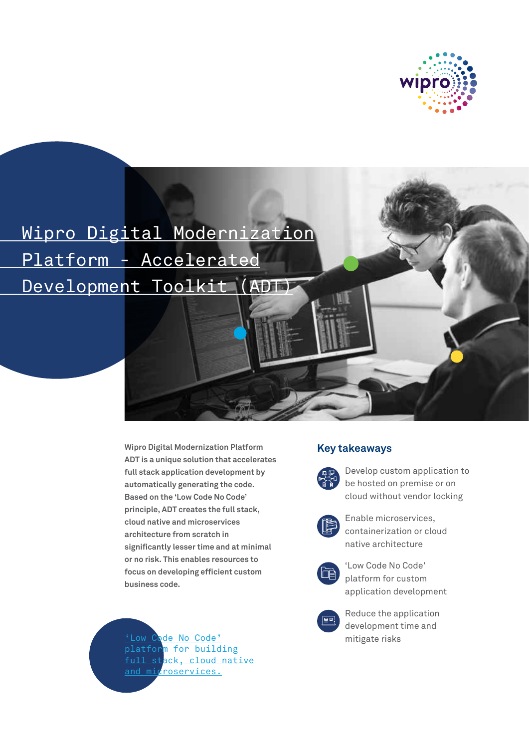# Wipro Digital Modernization Platform - Accelerated Development Toolkit (ADT)

**Wipro Digital Modernization Platform ADT is a unique solution that accelerates full stack application development by automatically generating the code. Based on the 'Low Code No Code' principle, ADT creates the full stack, cloud native and microservices architecture from scratch in significantly lesser time and at minimal or no risk. This enables resources to focus on developing efficient custom business code.**

'Low Code No Code' platform for building full stack, cloud native and microservices.

## Key takeaways

- Develop custom application to be hosted on premise or on cloud without vendor locking
- Enable microservices, containerization or cloud native architecture
- 'Low Code No Code' platform for custom application development
- Reduce the application development time and mitigate risks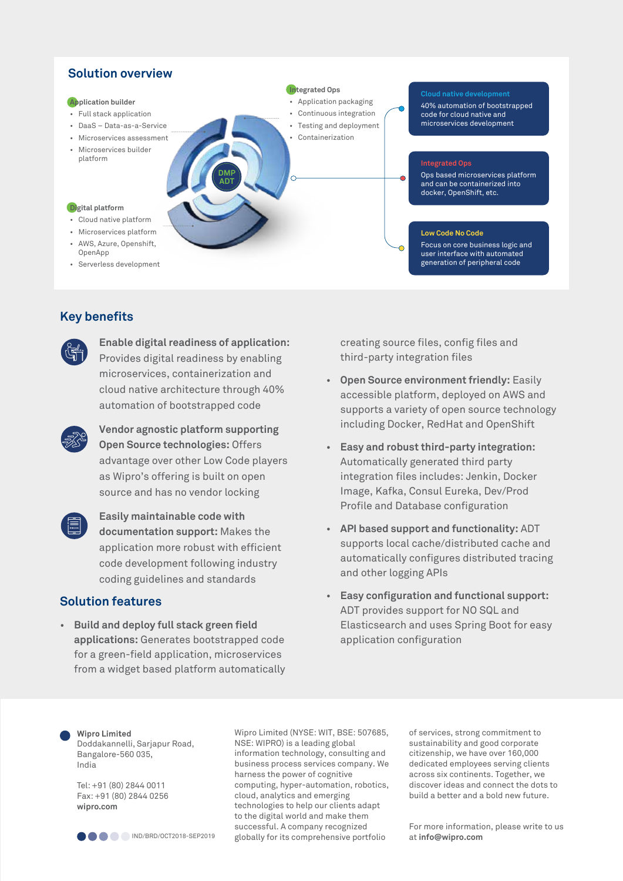## Solution overview

**Application builder**

- Full stack application
- DaaS – Data-as-a-Service
- Microservices assessment
- Microservices builder platform

**Integrated Ops**

- Application packaging
- Continuous integration
- Testing and deployment
- Containerization

**Digital platform**

- Cloud native platform
- Microservices platform
- AWS, Azure, Openshift, OpenApp
- Serverless development

DMP ADT

**Cloud native development**

40% automation of bootstrapped code for cloud native and microservices development

**Integrated Ops**

Ops based microservices platform and can be containerized into docker, OpenShift, etc.

**Low Code No Code**

Focus on core business logic and user interface with automated generation of peripheral code

## Key benefits

**Enable digital readiness of application:** Provides digital readiness by enabling microservices, containerization and cloud native architecture through 40% automation of bootstrapped code

**Vendor agnostic platform supporting Open Source technologies:** Offers advantage over other Low Code players as Wipro's offering is built on open source and has no vendor locking

**Easily maintainable code with documentation support:** Makes the application more robust with efficient code development following industry coding guidelines and standards

## Solution features

- **Build and deploy full stack green field applications:** Generates bootstrapped code for a green-field application, microservices from a widget based platform automatically creating source files, config files and third-party integration files
- **Open Source environment friendly:** Easily accessible platform, deployed on AWS and supports a variety of open source technology including Docker, RedHat and OpenShift
- **Easy and robust third-party integration:** Automatically generated third party integration files includes: Jenkin, Docker Image, Kafka, Consul Eureka, Dev/Prod Profile and Database configuration
- **API based support and functionality:** ADT supports local cache/distributed cache and automatically configures distributed tracing and other logging APIs
- **Easy configuration and functional support:** ADT provides support for NO SQL and Elasticsearch and uses Spring Boot for easy application configuration

**Wipro Limited**
Doddakannelli, Sarjapur Road,
Bangalore-560 035,
India

Tel: +91 (80) 2844 0011
Fax: +91 (80) 2844 0256
**wipro.com**

Wipro Limited (NYSE: WIT, BSE: 507685, NSE: WIPRO) is a leading global information technology, consulting and business process services company. We harness the power of cognitive computing, hyper-automation, robotics, cloud, analytics and emerging technologies to help our clients adapt to the digital world and make them successful. A company recognized globally for its comprehensive portfolio of services, strong commitment to sustainability and good corporate citizenship, we have over 160,000 dedicated employees serving clients across six continents. Together, we discover ideas and connect the dots to build a better and a bold new future.

For more information, please write to us at **info@wipro.com**

IND/BRD/OCT2018-SEP2019